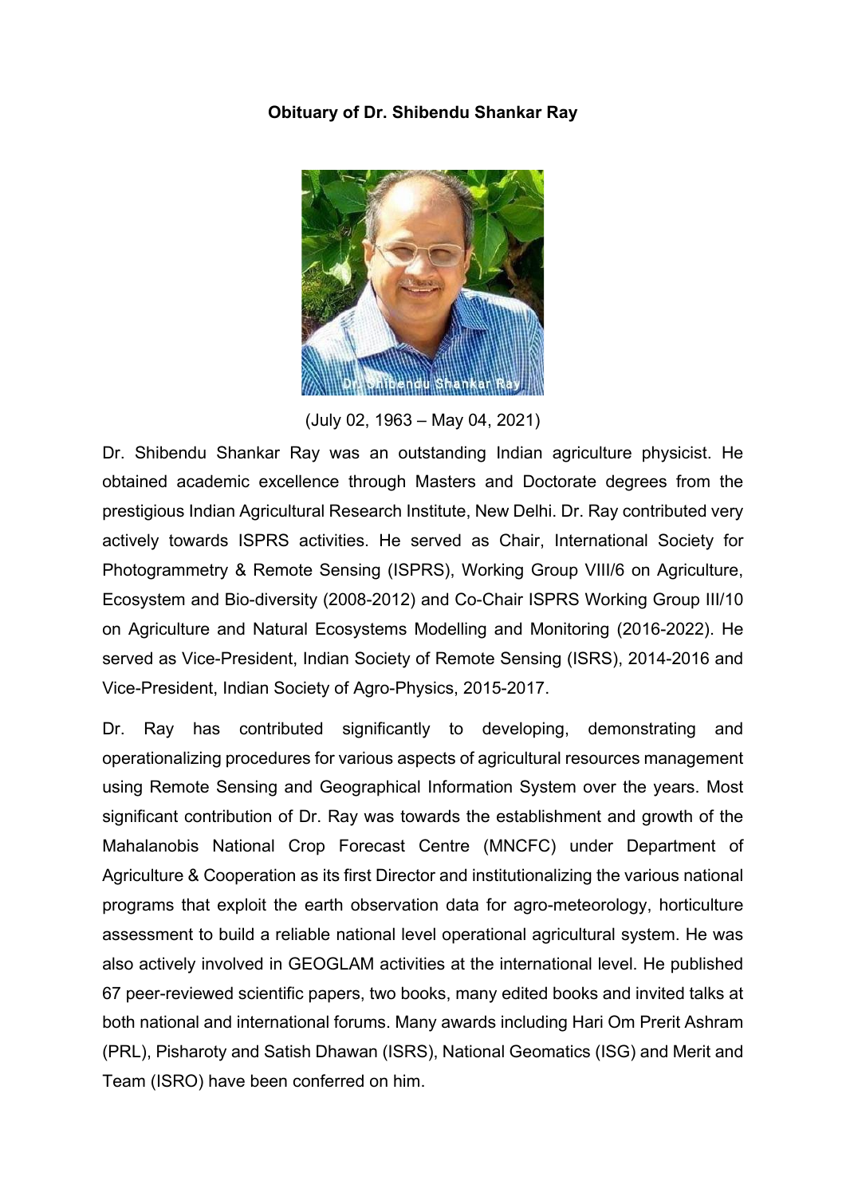**Obituary of Dr. Shibendu Shankar Ray**

(July 02, 1963 – May 04, 2021)

Dr. Shibendu Shankar Ray was an outstanding Indian agriculture physicist. He obtained academic excellence through Masters and Doctorate degrees from the prestigious Indian Agricultural Research Institute, New Delhi. Dr. Ray contributed very actively towards ISPRS activities. He served as Chair, International Society for Photogrammetry & Remote Sensing (ISPRS), Working Group VIII/6 on Agriculture, Ecosystem and Bio-diversity (2008-2012) and Co-Chair ISPRS Working Group III/10 on Agriculture and Natural Ecosystems Modelling and Monitoring (2016-2022). He served as Vice-President, Indian Society of Remote Sensing (ISRS), 2014-2016 and Vice-President, Indian Society of Agro-Physics, 2015-2017.

Dr. Ray has contributed significantly to developing, demonstrating and operationalizing procedures for various aspects of agricultural resources management using Remote Sensing and Geographical Information System over the years. Most significant contribution of Dr. Ray was towards the establishment and growth of the Mahalanobis National Crop Forecast Centre (MNCFC) under Department of Agriculture & Cooperation as its first Director and institutionalizing the various national programs that exploit the earth observation data for agro-meteorology, horticulture assessment to build a reliable national level operational agricultural system. He was also actively involved in GEOGLAM activities at the international level. He published 67 peer-reviewed scientific papers, two books, many edited books and invited talks at both national and international forums. Many awards including Hari Om Prerit Ashram (PRL), Pisharoty and Satish Dhawan (ISRS), National Geomatics (ISG) and Merit and Team (ISRO) have been conferred on him.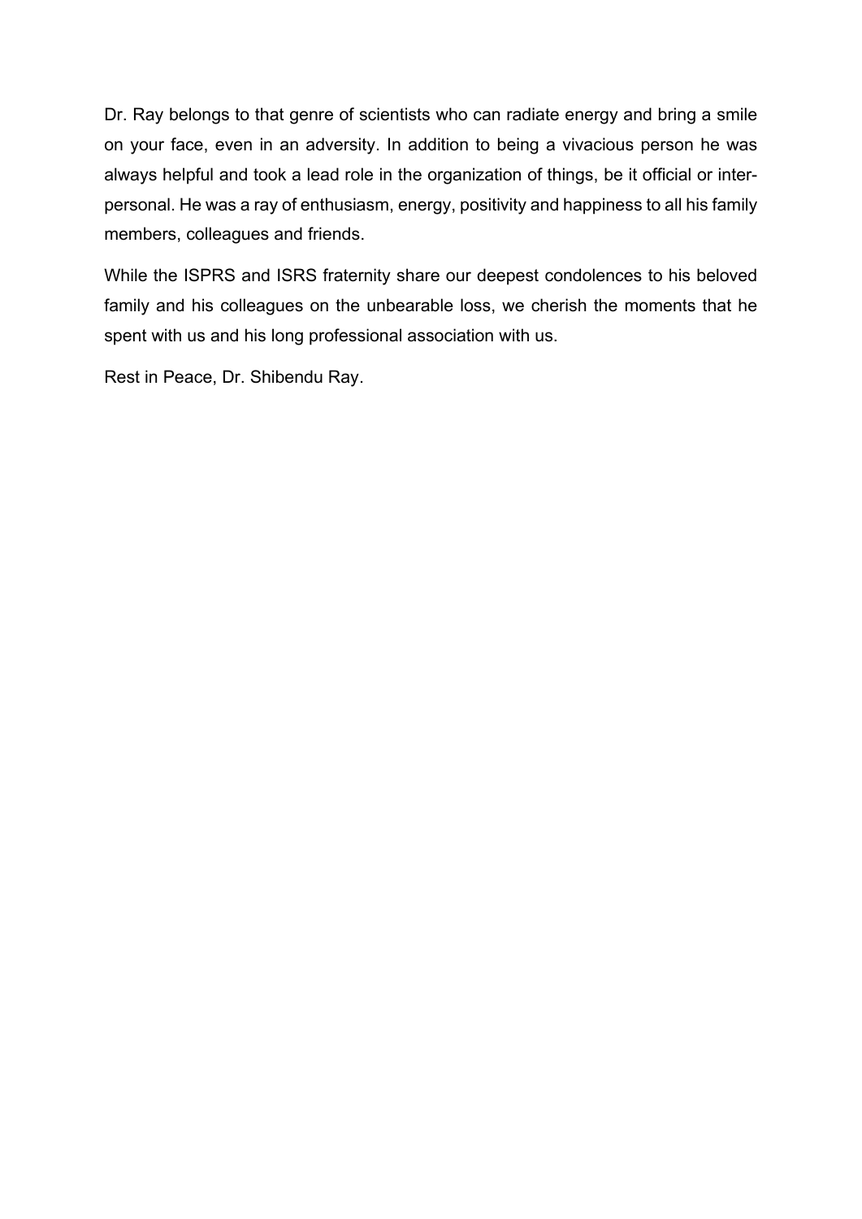Dr. Ray belongs to that genre of scientists who can radiate energy and bring a smile on your face, even in an adversity. In addition to being a vivacious person he was always helpful and took a lead role in the organization of things, be it official or inter-personal. He was a ray of enthusiasm, energy, positivity and happiness to all his family members, colleagues and friends.

While the ISPRS and ISRS fraternity share our deepest condolences to his beloved family and his colleagues on the unbearable loss, we cherish the moments that he spent with us and his long professional association with us.

Rest in Peace, Dr. Shibendu Ray.